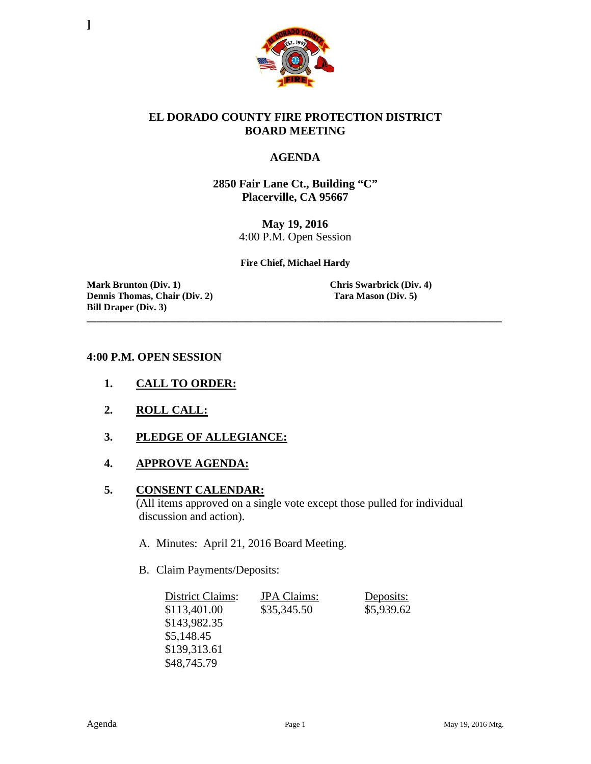]

# EL DORADO COUNTY FIRE PROTECTION DISTRICT BOARD MEETING

## AGENDA

**2850 Fair Lane Ct., Building "C"**
**Placerville, CA 95667**

**May 19, 2016**
4:00 P.M. Open Session

**Fire Chief, Michael Hardy**

**Mark Brunton (Div. 1)**
**Dennis Thomas, Chair (Div. 2)**
**Bill Draper (Div. 3)**
**Chris Swarbrick (Div. 4)**
**Tara Mason (Div. 5)**

---

### 4:00 P.M. OPEN SESSION

1. **CALL TO ORDER:**

2. **ROLL CALL:**

3. **PLEDGE OF ALLEGIANCE:**

4. **APPROVE AGENDA:**

5. **CONSENT CALENDAR:**
   (All items approved on a single vote except those pulled for individual discussion and action).

   A. Minutes: April 21, 2016 Board Meeting.

   B. Claim Payments/Deposits:

| District Claims: | JPA Claims: | Deposits: |
|---|---|---|
| $113,401.00 | $35,345.50 | $5,939.62 |
| $143,982.35 | | |
| $5,148.45 | | |
| $139,313.61 | | |
| $48,745.79 | | |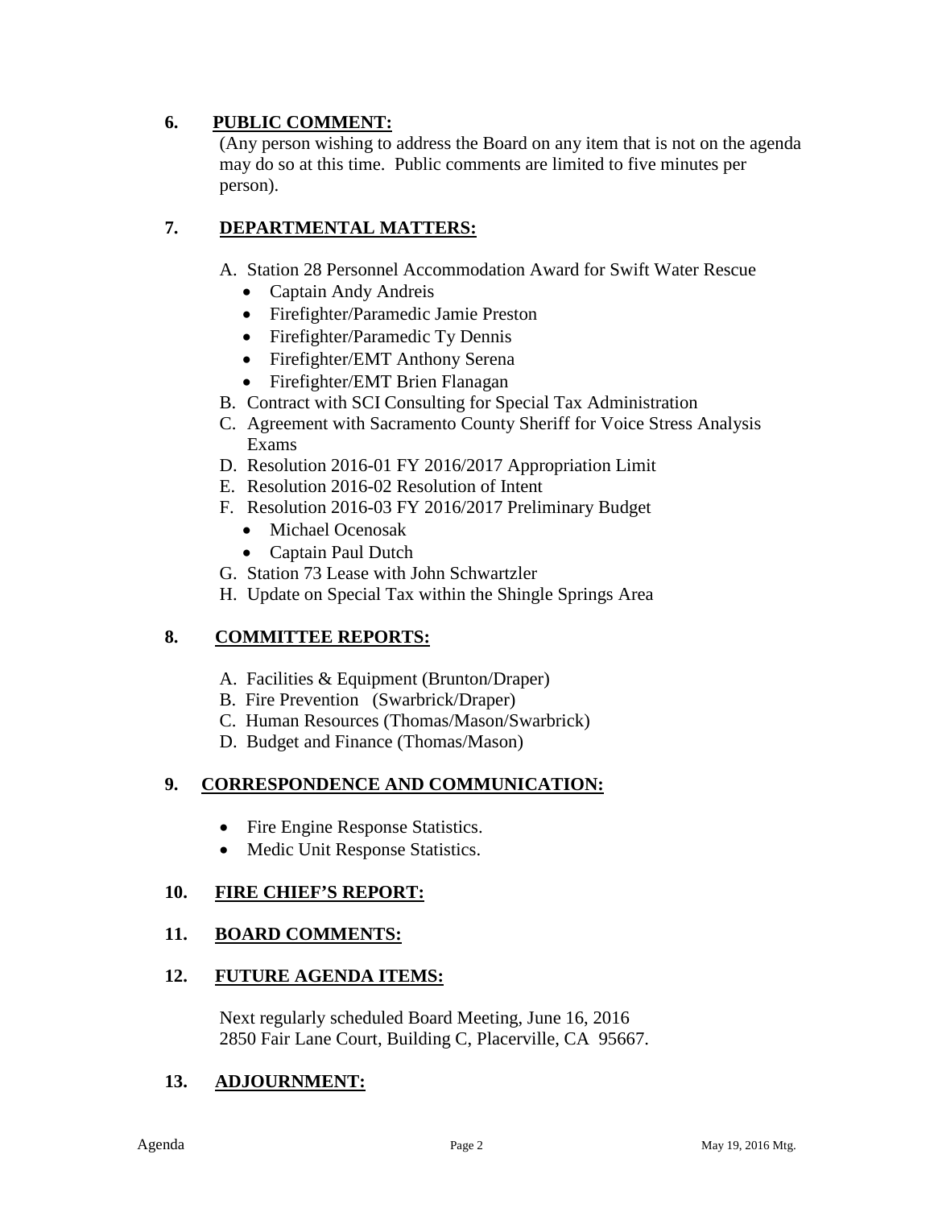**6. PUBLIC COMMENT:**

(Any person wishing to address the Board on any item that is not on the agenda may do so at this time. Public comments are limited to five minutes per person).

**7. DEPARTMENTAL MATTERS:**

A. Station 28 Personnel Accommodation Award for Swift Water Rescue
   - Captain Andy Andreis
   - Firefighter/Paramedic Jamie Preston
   - Firefighter/Paramedic Ty Dennis
   - Firefighter/EMT Anthony Serena
   - Firefighter/EMT Brien Flanagan

B. Contract with SCI Consulting for Special Tax Administration

C. Agreement with Sacramento County Sheriff for Voice Stress Analysis Exams

D. Resolution 2016-01 FY 2016/2017 Appropriation Limit

E. Resolution 2016-02 Resolution of Intent

F. Resolution 2016-03 FY 2016/2017 Preliminary Budget
   - Michael Ocenosak
   - Captain Paul Dutch

G. Station 73 Lease with John Schwartzler

H. Update on Special Tax within the Shingle Springs Area

**8. COMMITTEE REPORTS:**

A. Facilities & Equipment (Brunton/Draper)

B. Fire Prevention (Swarbrick/Draper)

C. Human Resources (Thomas/Mason/Swarbrick)

D. Budget and Finance (Thomas/Mason)

**9. CORRESPONDENCE AND COMMUNICATION:**

- Fire Engine Response Statistics.
- Medic Unit Response Statistics.

**10. FIRE CHIEF'S REPORT:**

**11. BOARD COMMENTS:**

**12. FUTURE AGENDA ITEMS:**

Next regularly scheduled Board Meeting, June 16, 2016
2850 Fair Lane Court, Building C, Placerville, CA 95667.

**13. ADJOURNMENT:**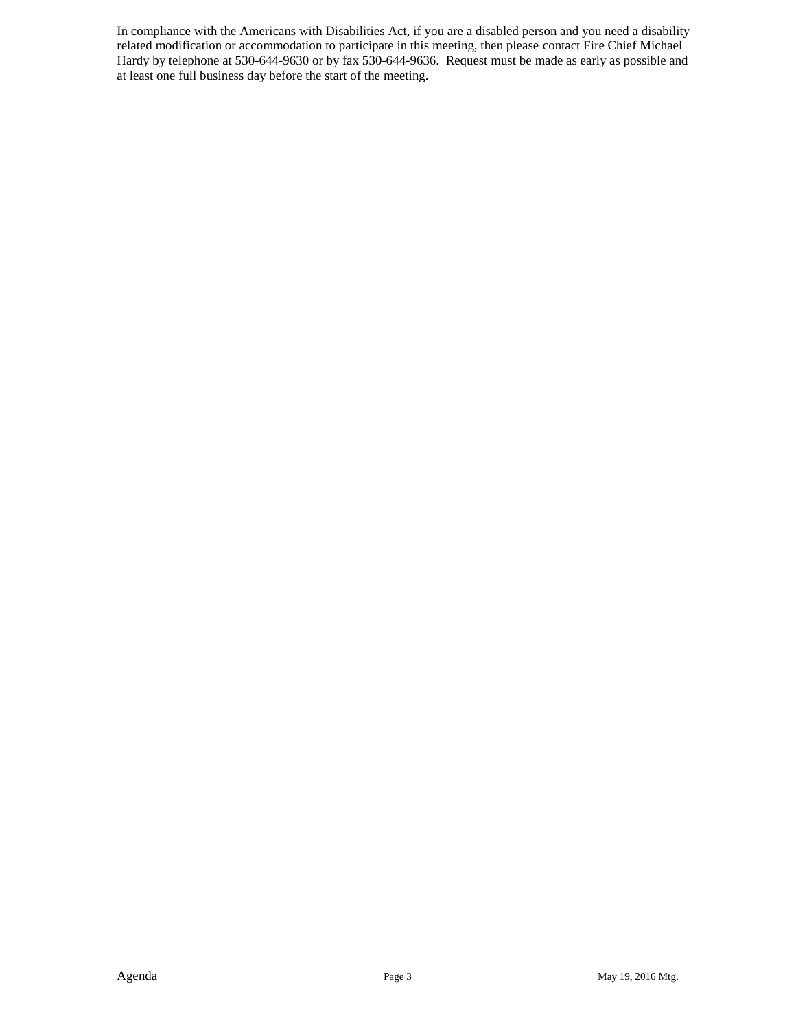In compliance with the Americans with Disabilities Act, if you are a disabled person and you need a disability related modification or accommodation to participate in this meeting, then please contact Fire Chief Michael Hardy by telephone at 530-644-9630 or by fax 530-644-9636. Request must be made as early as possible and at least one full business day before the start of the meeting.